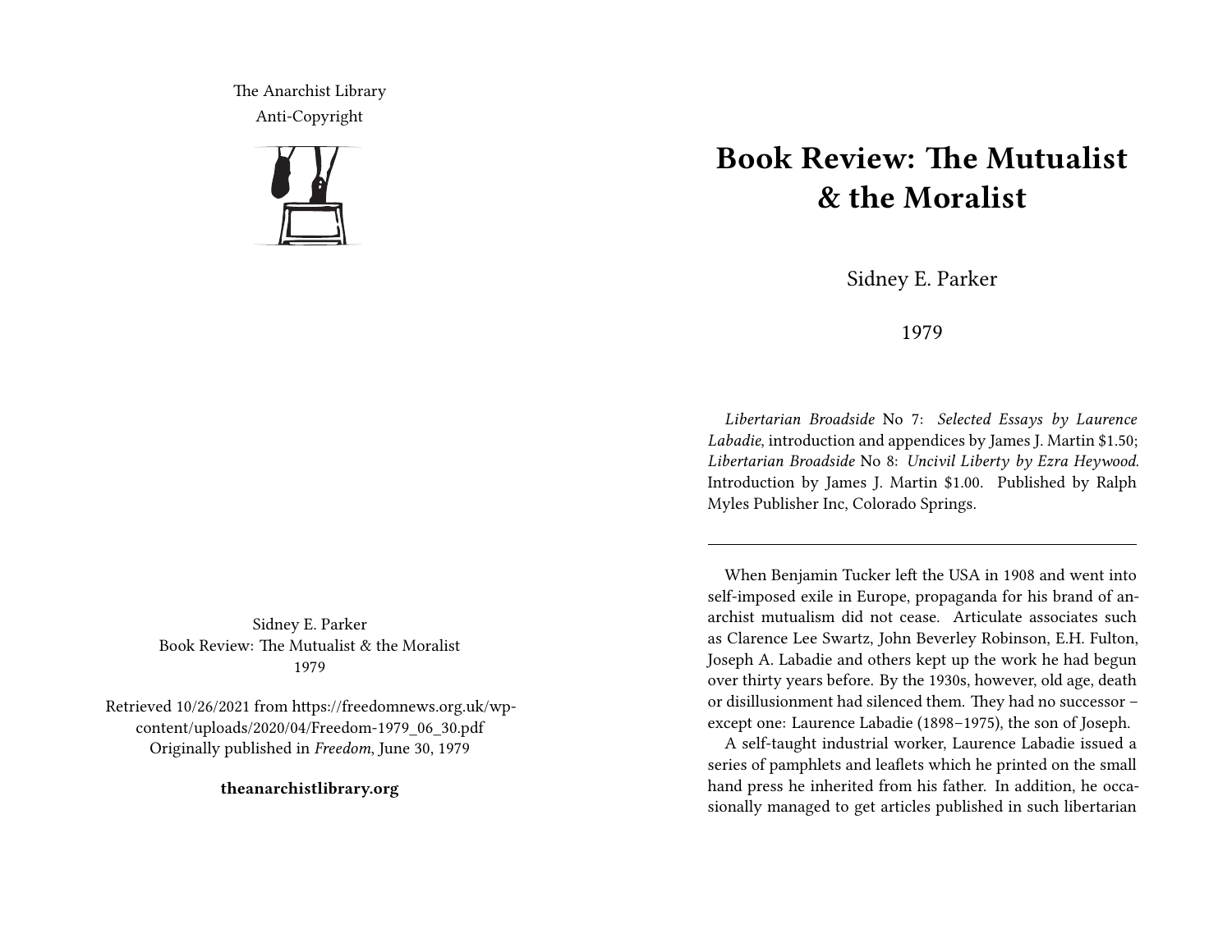The Anarchist Library
Anti-Copyright

Sidney E. Parker
Book Review: The Mutualist & the Moralist
1979

Retrieved 10/26/2021 from https://freedomnews.org.uk/wp-content/uploads/2020/04/Freedom-1979_06_30.pdf
Originally published in *Freedom*, June 30, 1979

**theanarchistlibrary.org**

# Book Review: The Mutualist & the Moralist

Sidney E. Parker

1979

*Libertarian Broadside* No 7: *Selected Essays by Laurence Labadie*, introduction and appendices by James J. Martin $1.50; *Libertarian Broadside* No 8: *Uncivil Liberty by Ezra Heywood.* Introduction by James J. Martin $1.00. Published by Ralph Myles Publisher Inc, Colorado Springs.

---

When Benjamin Tucker left the USA in 1908 and went into self-imposed exile in Europe, propaganda for his brand of anarchist mutualism did not cease. Articulate associates such as Clarence Lee Swartz, John Beverley Robinson, E.H. Fulton, Joseph A. Labadie and others kept up the work he had begun over thirty years before. By the 1930s, however, old age, death or disillusionment had silenced them. They had no successor – except one: Laurence Labadie (1898–1975), the son of Joseph.

A self-taught industrial worker, Laurence Labadie issued a series of pamphlets and leaflets which he printed on the small hand press he inherited from his father. In addition, he occasionally managed to get articles published in such libertarian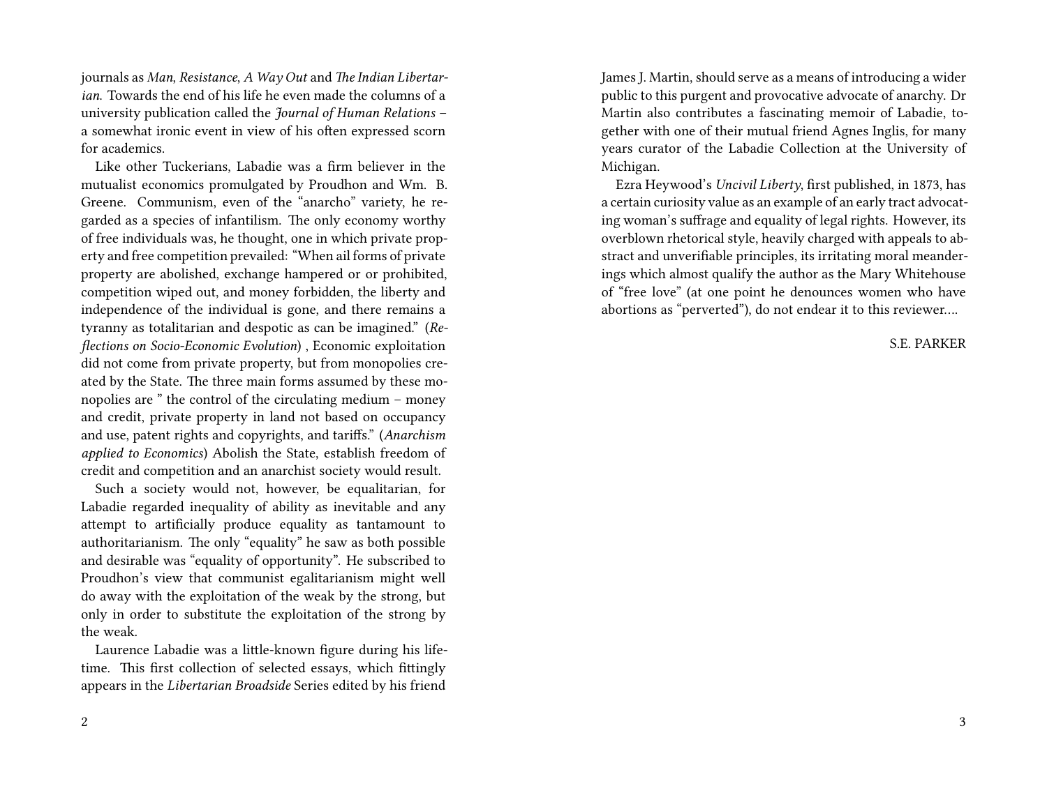journals as *Man*, *Resistance*, *A Way Out* and *The Indian Libertarian.* Towards the end of his life he even made the columns of a university publication called the *Journal of Human Relations* – a somewhat ironic event in view of his often expressed scorn for academics.

Like other Tuckerians, Labadie was a firm believer in the mutualist economics promulgated by Proudhon and Wm. B. Greene. Communism, even of the "anarcho" variety, he regarded as a species of infantilism. The only economy worthy of free individuals was, he thought, one in which private property and free competition prevailed: "When ail forms of private property are abolished, exchange hampered or or prohibited, competition wiped out, and money forbidden, the liberty and independence of the individual is gone, and there remains a tyranny as totalitarian and despotic as can be imagined." (*Reflections on Socio-Economic Evolution*) , Economic exploitation did not come from private property, but from monopolies created by the State. The three main forms assumed by these monopolies are " the control of the circulating medium – money and credit, private property in land not based on occupancy and use, patent rights and copyrights, and tariffs." (*Anarchism applied to Economics*) Abolish the State, establish freedom of credit and competition and an anarchist society would result.

Such a society would not, however, be equalitarian, for Labadie regarded inequality of ability as inevitable and any attempt to artificially produce equality as tantamount to authoritarianism. The only "equality" he saw as both possible and desirable was "equality of opportunity". He subscribed to Proudhon's view that communist egalitarianism might well do away with the exploitation of the weak by the strong, but only in order to substitute the exploitation of the strong by the weak.

Laurence Labadie was a little-known figure during his lifetime. This first collection of selected essays, which fittingly appears in the *Libertarian Broadside* Series edited by his friend James J. Martin, should serve as a means of introducing a wider public to this purgent and provocative advocate of anarchy. Dr Martin also contributes a fascinating memoir of Labadie, together with one of their mutual friend Agnes Inglis, for many years curator of the Labadie Collection at the University of Michigan.

Ezra Heywood's *Uncivil Liberty*, first published, in 1873, has a certain curiosity value as an example of an early tract advocating woman's suffrage and equality of legal rights. However, its overblown rhetorical style, heavily charged with appeals to abstract and unverifiable principles, its irritating moral meanderings which almost qualify the author as the Mary Whitehouse of "free love" (at one point he denounces women who have abortions as "perverted"), do not endear it to this reviewer….

S.E. PARKER